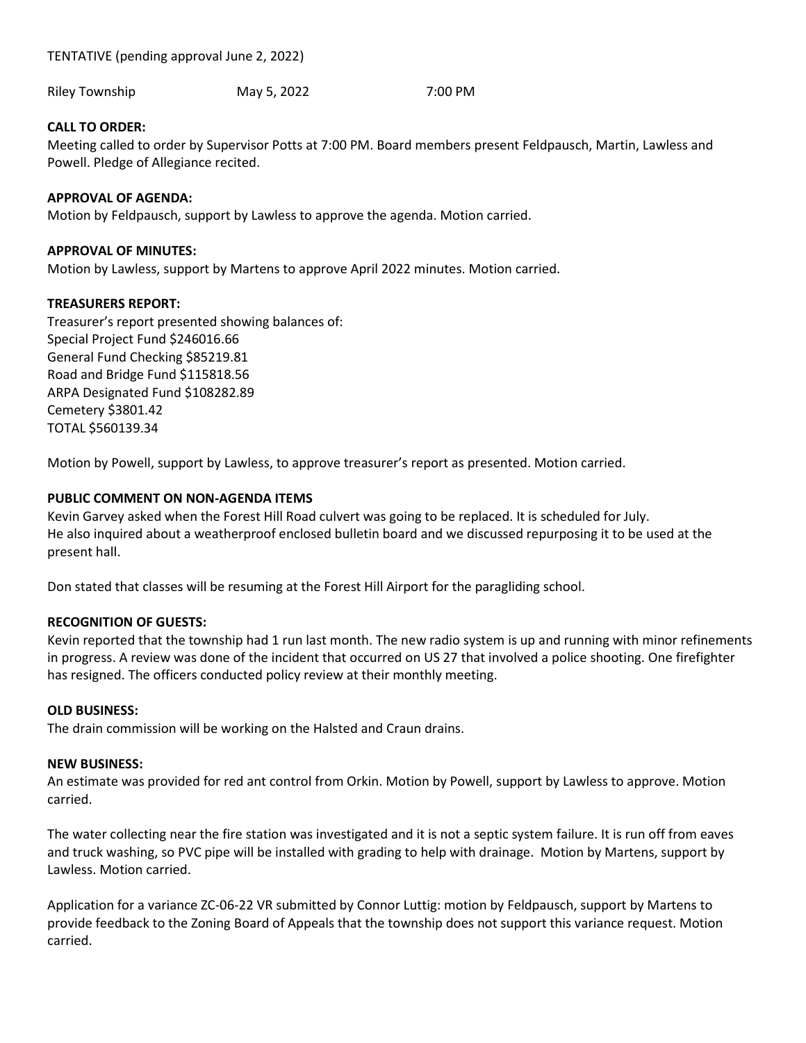TENTATIVE (pending approval June 2, 2022)

Riley Township May 5, 2022 7:00 PM

**CALL TO ORDER:**

Meeting called to order by Supervisor Potts at 7:00 PM. Board members present Feldpausch, Martin, Lawless and Powell. Pledge of Allegiance recited.

**APPROVAL OF AGENDA:**

Motion by Feldpausch, support by Lawless to approve the agenda. Motion carried.

**APPROVAL OF MINUTES:**

Motion by Lawless, support by Martens to approve April 2022 minutes. Motion carried.

**TREASURERS REPORT:**

Treasurer's report presented showing balances of:
Special Project Fund $246016.66
General Fund Checking $85219.81
Road and Bridge Fund $115818.56
ARPA Designated Fund $108282.89
Cemetery $3801.42
TOTAL $560139.34

Motion by Powell, support by Lawless, to approve treasurer's report as presented. Motion carried.

**PUBLIC COMMENT ON NON-AGENDA ITEMS**

Kevin Garvey asked when the Forest Hill Road culvert was going to be replaced. It is scheduled for July.
He also inquired about a weatherproof enclosed bulletin board and we discussed repurposing it to be used at the present hall.

Don stated that classes will be resuming at the Forest Hill Airport for the paragliding school.

**RECOGNITION OF GUESTS:**

Kevin reported that the township had 1 run last month. The new radio system is up and running with minor refinements in progress. A review was done of the incident that occurred on US 27 that involved a police shooting. One firefighter has resigned. The officers conducted policy review at their monthly meeting.

**OLD BUSINESS:**

The drain commission will be working on the Halsted and Craun drains.

**NEW BUSINESS:**

An estimate was provided for red ant control from Orkin. Motion by Powell, support by Lawless to approve. Motion carried.

The water collecting near the fire station was investigated and it is not a septic system failure. It is run off from eaves and truck washing, so PVC pipe will be installed with grading to help with drainage. Motion by Martens, support by Lawless. Motion carried.

Application for a variance ZC-06-22 VR submitted by Connor Luttig: motion by Feldpausch, support by Martens to provide feedback to the Zoning Board of Appeals that the township does not support this variance request. Motion carried.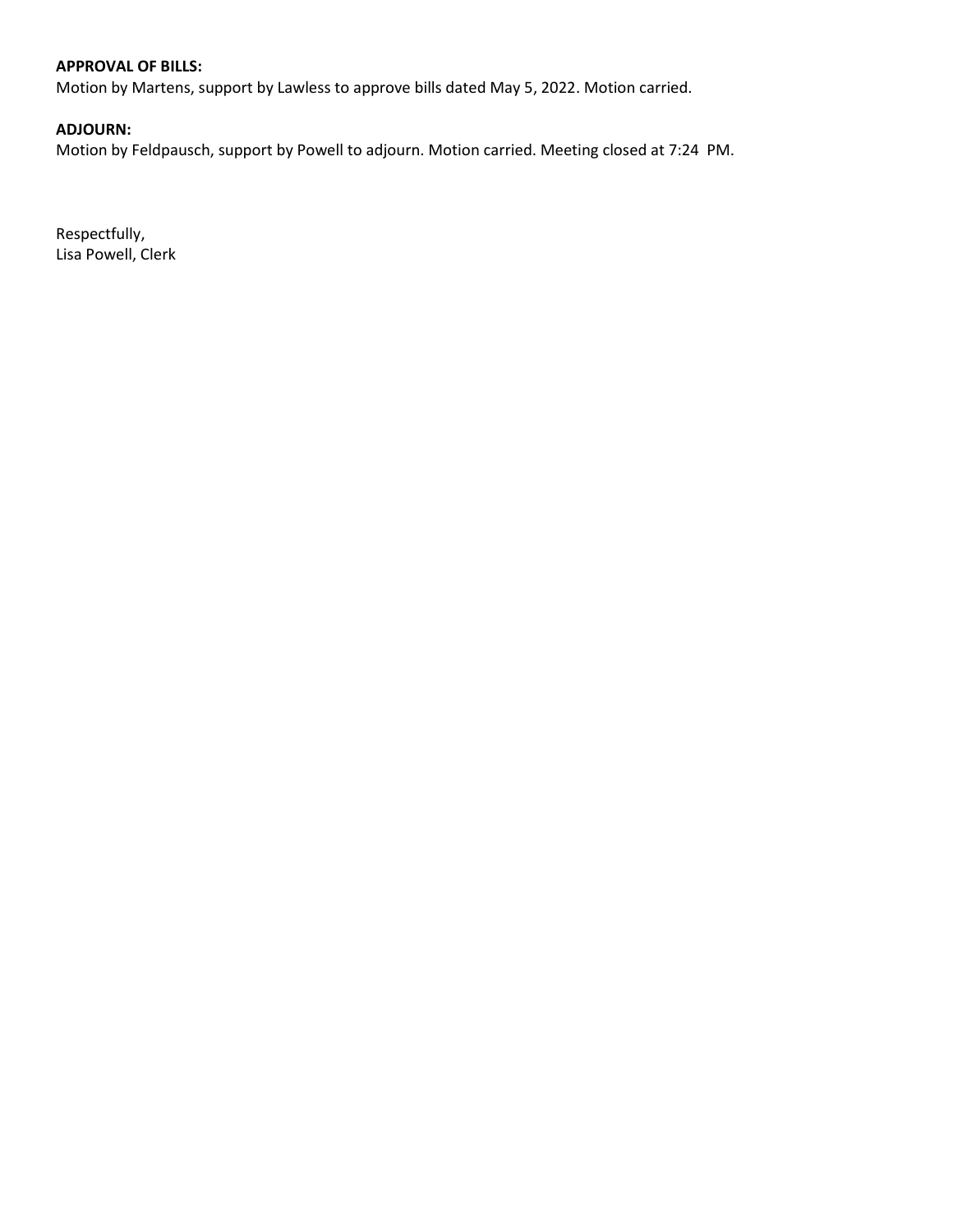**APPROVAL OF BILLS:**
Motion by Martens, support by Lawless to approve bills dated May 5, 2022. Motion carried.

**ADJOURN:**
Motion by Feldpausch, support by Powell to adjourn. Motion carried. Meeting closed at 7:24 PM.

Respectfully,
Lisa Powell, Clerk